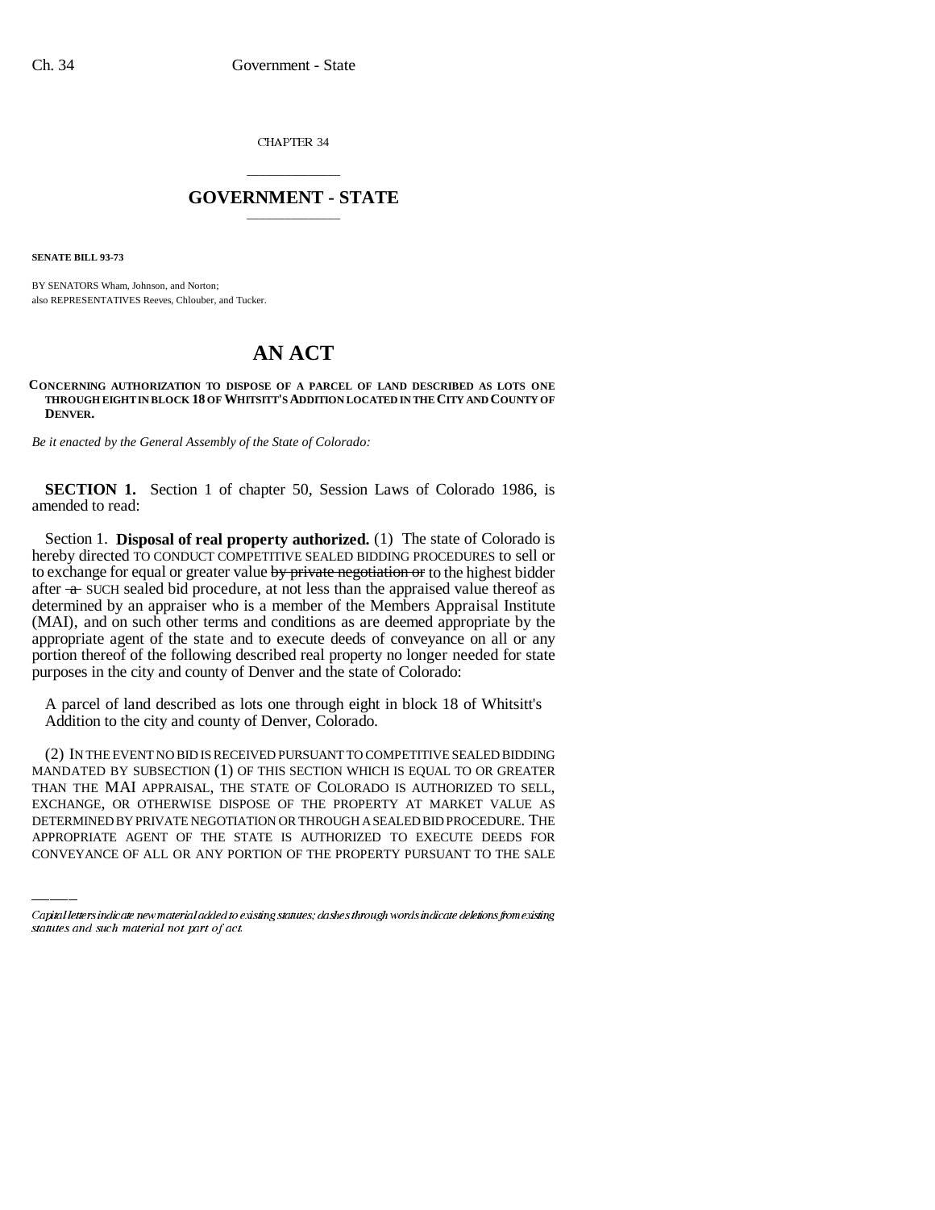CHAPTER 34

# GOVERNMENT - STATE

**SENATE BILL 93-73**

BY SENATORS Wham, Johnson, and Norton;
also REPRESENTATIVES Reeves, Chlouber, and Tucker.

# AN ACT

**CONCERNING AUTHORIZATION TO DISPOSE OF A PARCEL OF LAND DESCRIBED AS LOTS ONE THROUGH EIGHT IN BLOCK 18 OF WHITSITT'S ADDITION LOCATED IN THE CITY AND COUNTY OF DENVER.**

*Be it enacted by the General Assembly of the State of Colorado:*

**SECTION 1.** Section 1 of chapter 50, Session Laws of Colorado 1986, is amended to read:

Section 1. **Disposal of real property authorized.** (1) The state of Colorado is hereby directed TO CONDUCT COMPETITIVE SEALED BIDDING PROCEDURES to sell or to exchange for equal or greater value ~~by private negotiation or~~ to the highest bidder after ~~a~~ SUCH sealed bid procedure, at not less than the appraised value thereof as determined by an appraiser who is a member of the Members Appraisal Institute (MAI), and on such other terms and conditions as are deemed appropriate by the appropriate agent of the state and to execute deeds of conveyance on all or any portion thereof of the following described real property no longer needed for state purposes in the city and county of Denver and the state of Colorado:

A parcel of land described as lots one through eight in block 18 of Whitsitt's Addition to the city and county of Denver, Colorado.

(2) IN THE EVENT NO BID IS RECEIVED PURSUANT TO COMPETITIVE SEALED BIDDING MANDATED BY SUBSECTION (1) OF THIS SECTION WHICH IS EQUAL TO OR GREATER THAN THE MAI APPRAISAL, THE STATE OF COLORADO IS AUTHORIZED TO SELL, EXCHANGE, OR OTHERWISE DISPOSE OF THE PROPERTY AT MARKET VALUE AS DETERMINED BY PRIVATE NEGOTIATION OR THROUGH A SEALED BID PROCEDURE. THE APPROPRIATE AGENT OF THE STATE IS AUTHORIZED TO EXECUTE DEEDS FOR CONVEYANCE OF ALL OR ANY PORTION OF THE PROPERTY PURSUANT TO THE SALE

Capital letters indicate new material added to existing statutes; dashes through words indicate deletions from existing statutes and such material not part of act.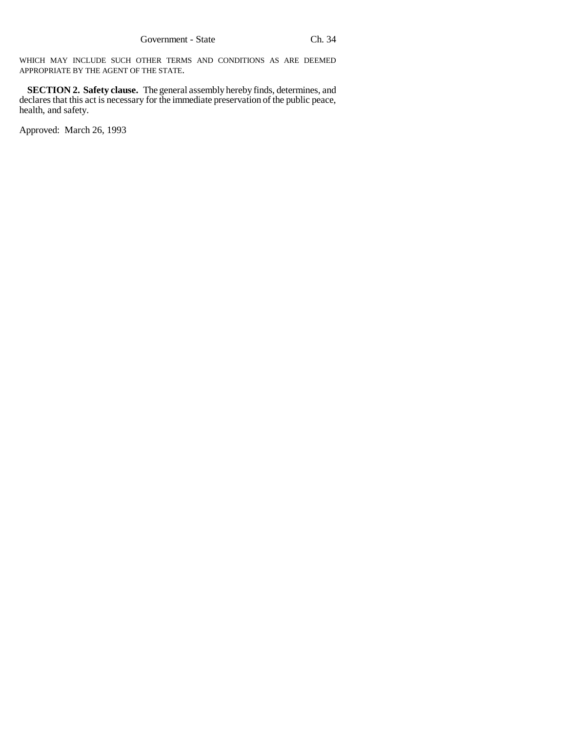WHICH MAY INCLUDE SUCH OTHER TERMS AND CONDITIONS AS ARE DEEMED APPROPRIATE BY THE AGENT OF THE STATE.

**SECTION 2. Safety clause.** The general assembly hereby finds, determines, and declares that this act is necessary for the immediate preservation of the public peace, health, and safety.

Approved: March 26, 1993